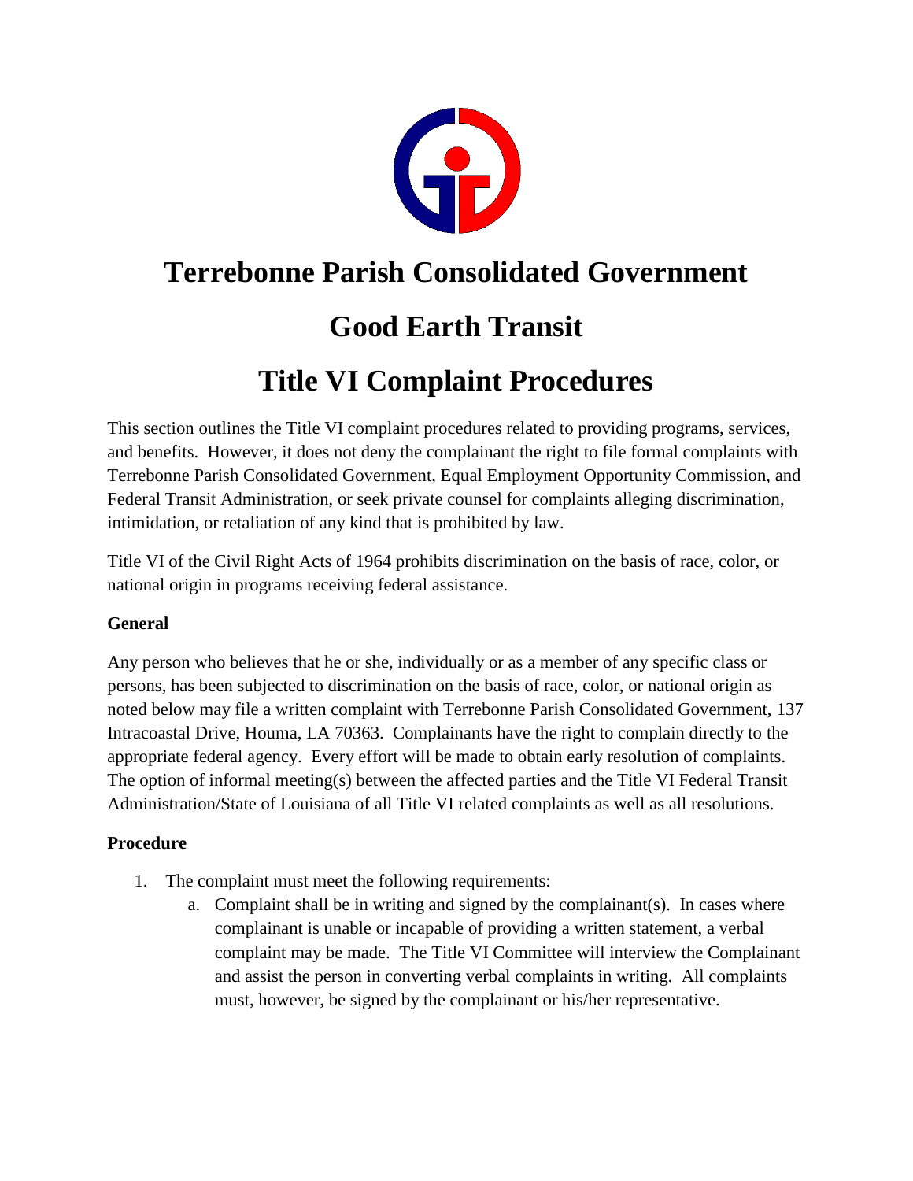# Terrebonne Parish Consolidated Government

# Good Earth Transit

# Title VI Complaint Procedures

This section outlines the Title VI complaint procedures related to providing programs, services, and benefits. However, it does not deny the complainant the right to file formal complaints with Terrebonne Parish Consolidated Government, Equal Employment Opportunity Commission, and Federal Transit Administration, or seek private counsel for complaints alleging discrimination, intimidation, or retaliation of any kind that is prohibited by law.

Title VI of the Civil Right Acts of 1964 prohibits discrimination on the basis of race, color, or national origin in programs receiving federal assistance.

**General**

Any person who believes that he or she, individually or as a member of any specific class or persons, has been subjected to discrimination on the basis of race, color, or national origin as noted below may file a written complaint with Terrebonne Parish Consolidated Government, 137 Intracoastal Drive, Houma, LA 70363. Complainants have the right to complain directly to the appropriate federal agency. Every effort will be made to obtain early resolution of complaints. The option of informal meeting(s) between the affected parties and the Title VI Federal Transit Administration/State of Louisiana of all Title VI related complaints as well as all resolutions.

**Procedure**

1. The complaint must meet the following requirements:
    a. Complaint shall be in writing and signed by the complainant(s). In cases where complainant is unable or incapable of providing a written statement, a verbal complaint may be made. The Title VI Committee will interview the Complainant and assist the person in converting verbal complaints in writing. All complaints must, however, be signed by the complainant or his/her representative.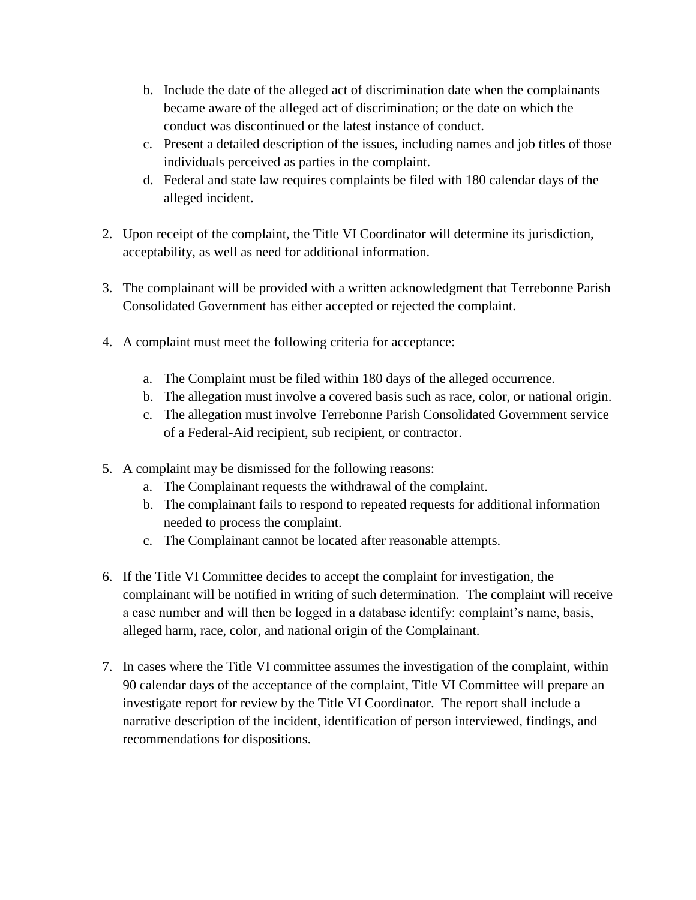b. Include the date of the alleged act of discrimination date when the complainants became aware of the alleged act of discrimination; or the date on which the conduct was discontinued or the latest instance of conduct.
   c. Present a detailed description of the issues, including names and job titles of those individuals perceived as parties in the complaint.
   d. Federal and state law requires complaints be filed with 180 calendar days of the alleged incident.

2. Upon receipt of the complaint, the Title VI Coordinator will determine its jurisdiction, acceptability, as well as need for additional information.

3. The complainant will be provided with a written acknowledgment that Terrebonne Parish Consolidated Government has either accepted or rejected the complaint.

4. A complaint must meet the following criteria for acceptance:

   a. The Complaint must be filed within 180 days of the alleged occurrence.
   b. The allegation must involve a covered basis such as race, color, or national origin.
   c. The allegation must involve Terrebonne Parish Consolidated Government service of a Federal-Aid recipient, sub recipient, or contractor.

5. A complaint may be dismissed for the following reasons:
   a. The Complainant requests the withdrawal of the complaint.
   b. The complainant fails to respond to repeated requests for additional information needed to process the complaint.
   c. The Complainant cannot be located after reasonable attempts.

6. If the Title VI Committee decides to accept the complaint for investigation, the complainant will be notified in writing of such determination. The complaint will receive a case number and will then be logged in a database identify: complaint's name, basis, alleged harm, race, color, and national origin of the Complainant.

7. In cases where the Title VI committee assumes the investigation of the complaint, within 90 calendar days of the acceptance of the complaint, Title VI Committee will prepare an investigate report for review by the Title VI Coordinator. The report shall include a narrative description of the incident, identification of person interviewed, findings, and recommendations for dispositions.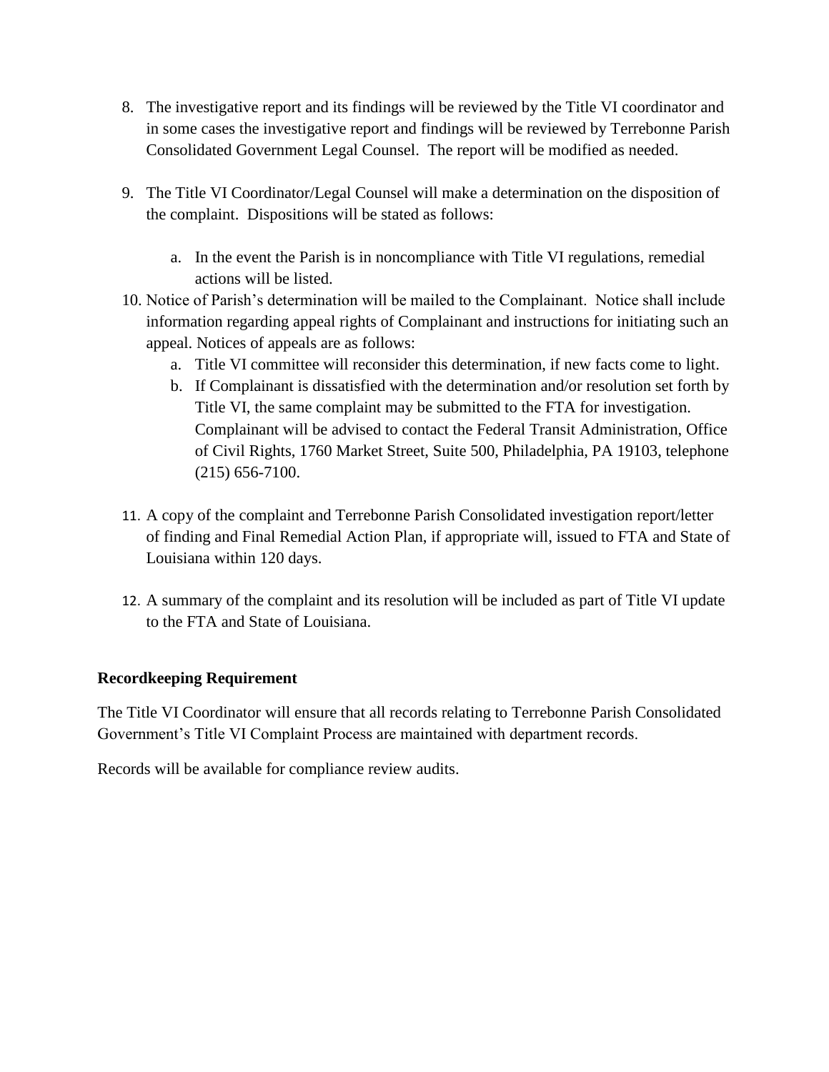8. The investigative report and its findings will be reviewed by the Title VI coordinator and in some cases the investigative report and findings will be reviewed by Terrebonne Parish Consolidated Government Legal Counsel. The report will be modified as needed.

9. The Title VI Coordinator/Legal Counsel will make a determination on the disposition of the complaint. Dispositions will be stated as follows:

   a. In the event the Parish is in noncompliance with Title VI regulations, remedial actions will be listed.

10. Notice of Parish's determination will be mailed to the Complainant. Notice shall include information regarding appeal rights of Complainant and instructions for initiating such an appeal. Notices of appeals are as follows:
    a. Title VI committee will reconsider this determination, if new facts come to light.
    b. If Complainant is dissatisfied with the determination and/or resolution set forth by Title VI, the same complaint may be submitted to the FTA for investigation. Complainant will be advised to contact the Federal Transit Administration, Office of Civil Rights, 1760 Market Street, Suite 500, Philadelphia, PA 19103, telephone (215) 656-7100.

11. A copy of the complaint and Terrebonne Parish Consolidated investigation report/letter of finding and Final Remedial Action Plan, if appropriate will, issued to FTA and State of Louisiana within 120 days.

12. A summary of the complaint and its resolution will be included as part of Title VI update to the FTA and State of Louisiana.

**Recordkeeping Requirement**

The Title VI Coordinator will ensure that all records relating to Terrebonne Parish Consolidated Government's Title VI Complaint Process are maintained with department records.

Records will be available for compliance review audits.